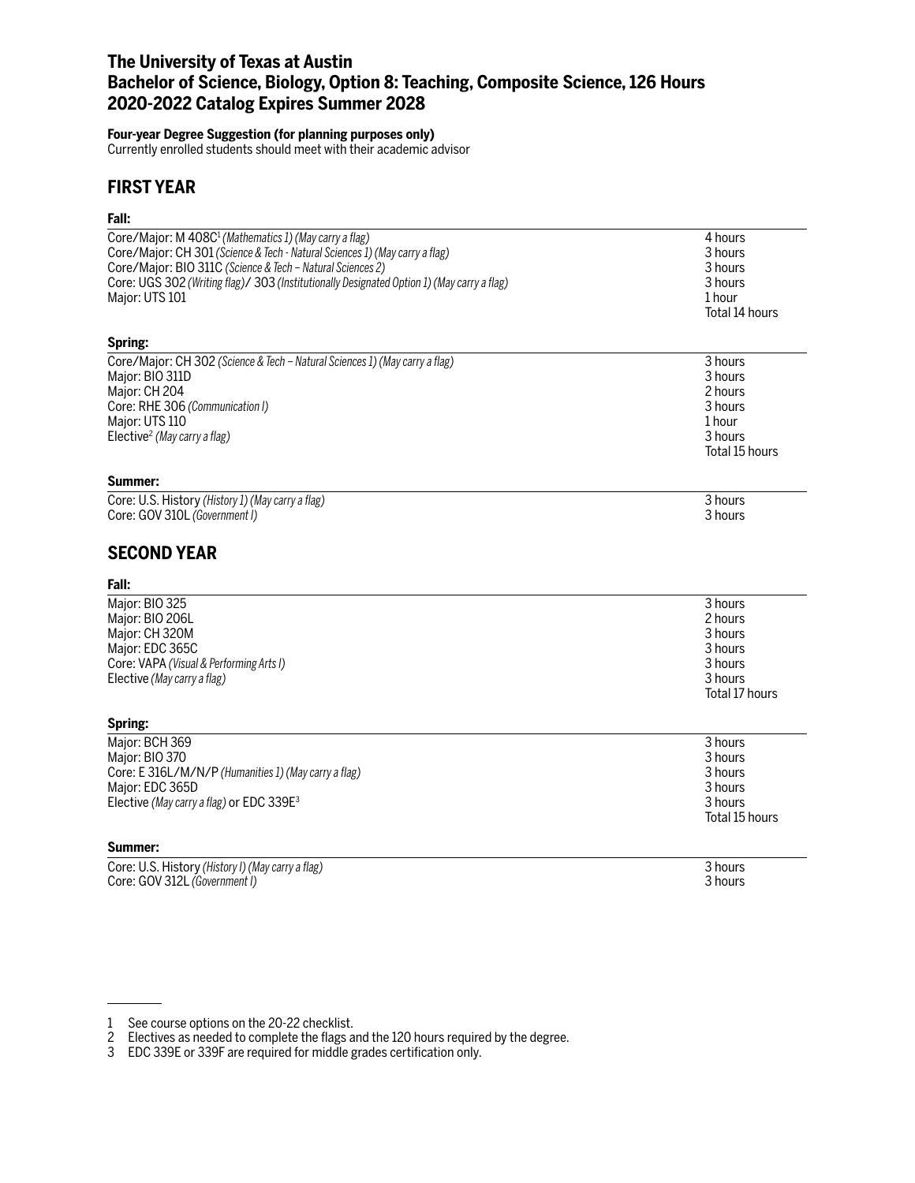# The University of Texas at Austin
# Bachelor of Science, Biology, Option 8: Teaching, Composite Science, 126 Hours
# 2020-2022 Catalog Expires Summer 2028

**Four-year Degree Suggestion (for planning purposes only)**
Currently enrolled students should meet with their academic advisor

## FIRST YEAR

**Fall:**

| Course | Hours |
|---|---|
| Core/Major: M 408C[1] *(Mathematics 1) (May carry a flag)* | 4 hours |
| Core/Major: CH 301 *(Science & Tech - Natural Sciences 1) (May carry a flag)* | 3 hours |
| Core/Major: BIO 311C *(Science & Tech – Natural Sciences 2)* | 3 hours |
| Core: UGS 302 *(Writing flag)*/ 303 *(Institutionally Designated Option 1) (May carry a flag)* | 3 hours |
| Major: UTS 101 | 1 hour |
| | Total 14 hours |

**Spring:**

| Course | Hours |
|---|---|
| Core/Major: CH 302 *(Science & Tech – Natural Sciences 1) (May carry a flag)* | 3 hours |
| Major: BIO 311D | 3 hours |
| Major: CH 204 | 2 hours |
| Core: RHE 306 *(Communication I)* | 3 hours |
| Major: UTS 110 | 1 hour |
| Elective[2] *(May carry a flag)* | 3 hours |
| | Total 15 hours |

**Summer:**

| Course | Hours |
|---|---|
| Core: U.S. History *(History 1) (May carry a flag)* | 3 hours |
| Core: GOV 310L *(Government I)* | 3 hours |

## SECOND YEAR

**Fall:**

| Course | Hours |
|---|---|
| Major: BIO 325 | 3 hours |
| Major: BIO 206L | 2 hours |
| Major: CH 320M | 3 hours |
| Major: EDC 365C | 3 hours |
| Core: VAPA *(Visual & Performing Arts I)* | 3 hours |
| Elective *(May carry a flag)* | 3 hours |
| | Total 17 hours |

**Spring:**

| Course | Hours |
|---|---|
| Major: BCH 369 | 3 hours |
| Major: BIO 370 | 3 hours |
| Core: E 316L/M/N/P *(Humanities 1) (May carry a flag)* | 3 hours |
| Major: EDC 365D | 3 hours |
| Elective *(May carry a flag)* or EDC 339E[3] | 3 hours |
| | Total 15 hours |

**Summer:**

| Course | Hours |
|---|---|
| Core: U.S. History *(History I) (May carry a flag)* | 3 hours |
| Core: GOV 312L *(Government I)* | 3 hours |

---

1 See course options on the 20-22 checklist.
2 Electives as needed to complete the flags and the 120 hours required by the degree.
3 EDC 339E or 339F are required for middle grades certification only.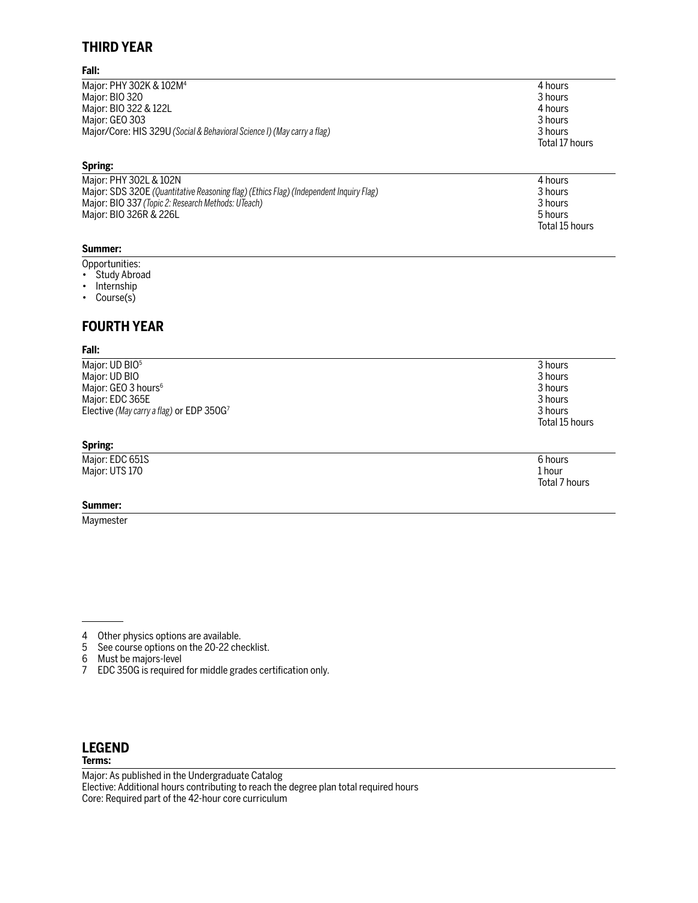## THIRD YEAR

**Fall:**

| | |
|---|---|
| Major: PHY 302K & 102M[4] | 4 hours |
| Major: BIO 320 | 3 hours |
| Major: BIO 322 & 122L | 4 hours |
| Major: GEO 303 | 3 hours |
| Major/Core: HIS 329U *(Social & Behavioral Science I) (May carry a flag)* | 3 hours |
| | Total 17 hours |

**Spring:**

| | |
|---|---|
| Major: PHY 302L & 102N | 4 hours |
| Major: SDS 320E *(Quantitative Reasoning flag) (Ethics Flag) (Independent Inquiry Flag)* | 3 hours |
| Major: BIO 337 *(Topic 2: Research Methods: UTeach)* | 3 hours |
| Major: BIO 326R & 226L | 5 hours |
| | Total 15 hours |

**Summer:**

Opportunities:

- Study Abroad
- Internship
- Course(s)

## FOURTH YEAR

**Fall:**

| | |
|---|---|
| Major: UD BIO[5] | 3 hours |
| Major: UD BIO | 3 hours |
| Major: GEO 3 hours[6] | 3 hours |
| Major: EDC 365E | 3 hours |
| Elective *(May carry a flag)* or EDP 350G[7] | 3 hours |
| | Total 15 hours |

**Spring:**

| | |
|---|---|
| Major: EDC 651S | 6 hours |
| Major: UTS 170 | 1 hour |
| | Total 7 hours |

**Summer:**

Maymester

---

4 Other physics options are available.
5 See course options on the 20-22 checklist.
6 Must be majors-level
7 EDC 350G is required for middle grades certification only.

## LEGEND

**Terms:**

Major: As published in the Undergraduate Catalog
Elective: Additional hours contributing to reach the degree plan total required hours
Core: Required part of the 42-hour core curriculum